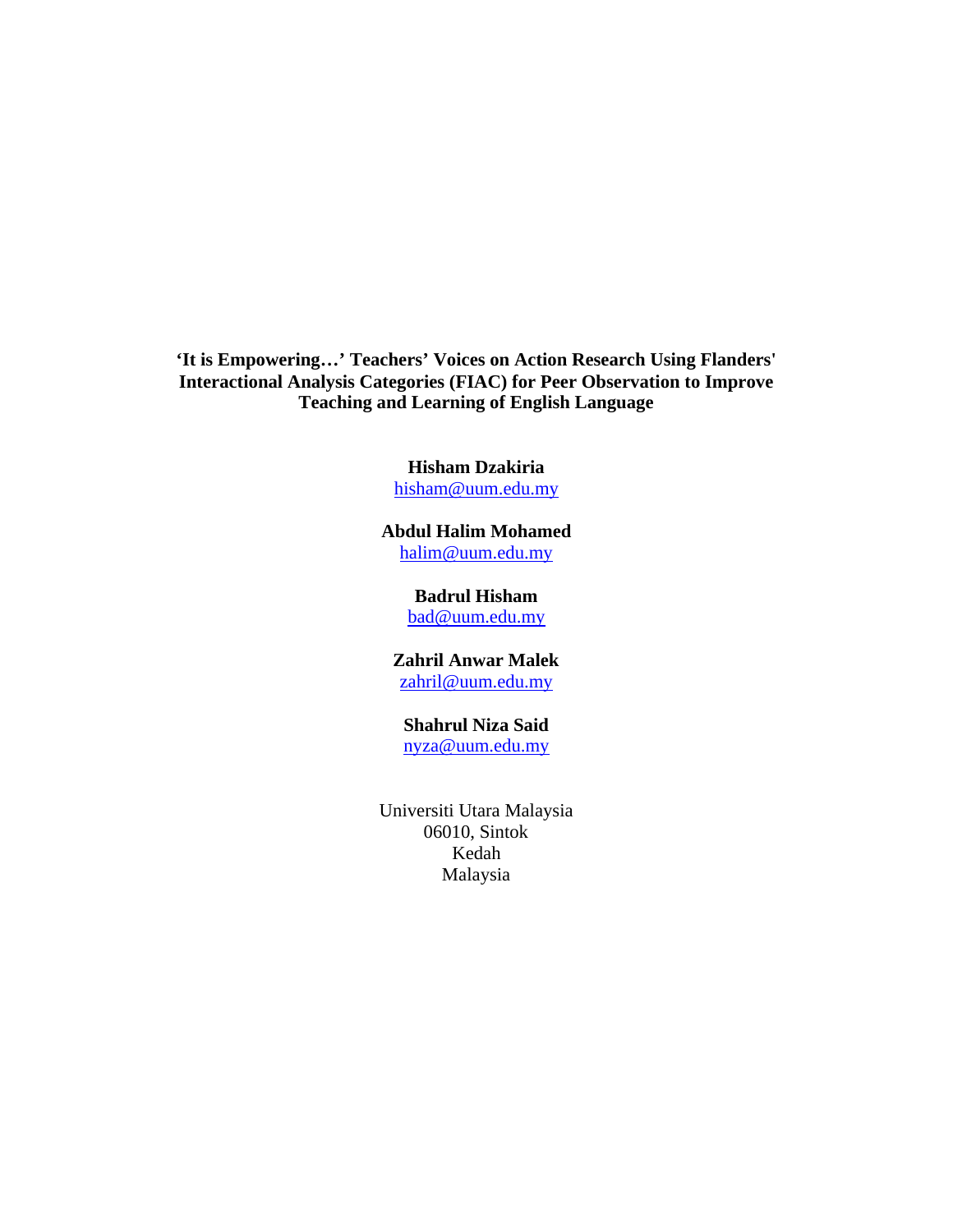# 'It is Empowering…' Teachers' Voices on Action Research Using Flanders' Interactional Analysis Categories (FIAC) for Peer Observation to Improve Teaching and Learning of English Language

**Hisham Dzakiria**
hisham@uum.edu.my

**Abdul Halim Mohamed**
halim@uum.edu.my

**Badrul Hisham**
bad@uum.edu.my

**Zahril Anwar Malek**
zahril@uum.edu.my

**Shahrul Niza Said**
nyza@uum.edu.my

Universiti Utara Malaysia
06010, Sintok
Kedah
Malaysia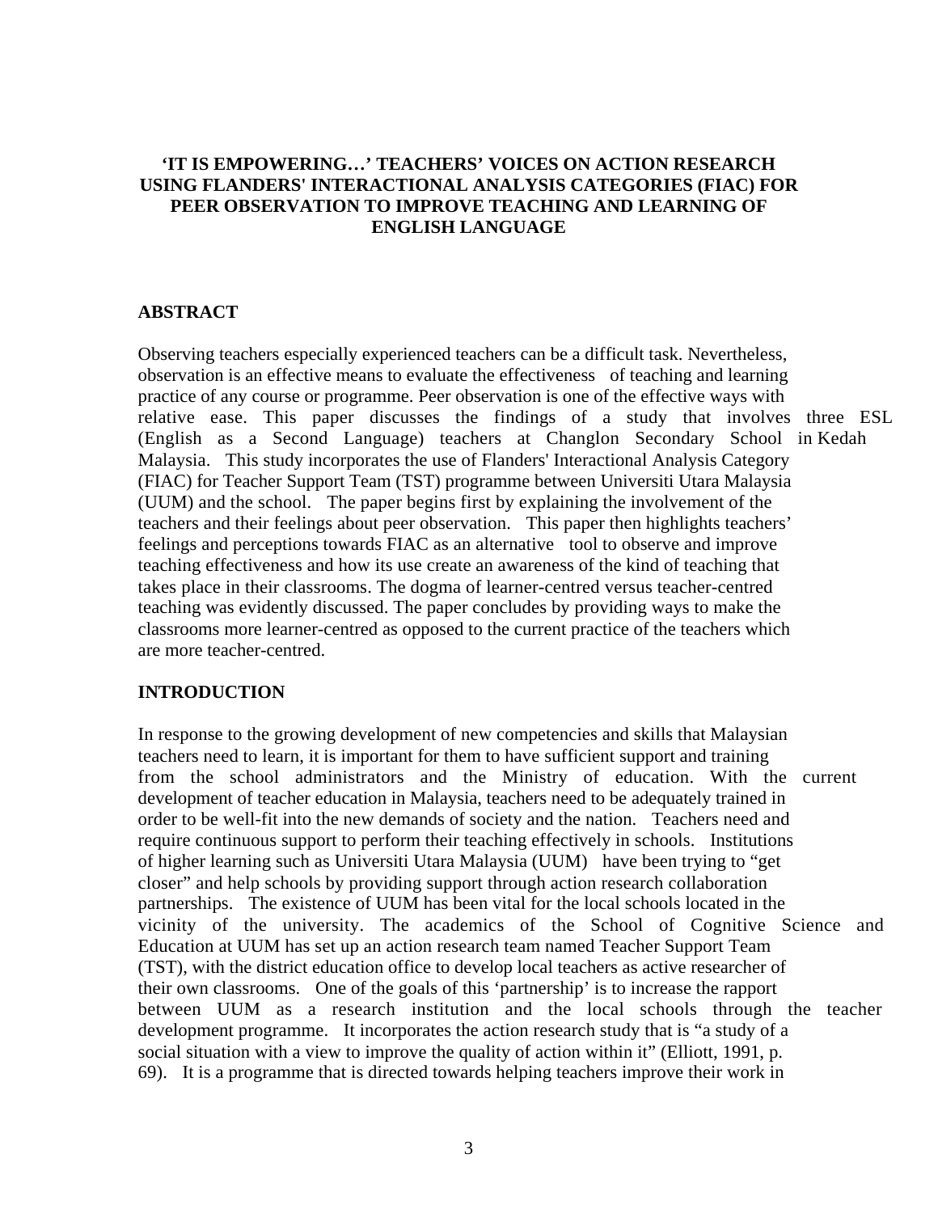# 'IT IS EMPOWERING…' TEACHERS' VOICES ON ACTION RESEARCH USING FLANDERS' INTERACTIONAL ANALYSIS CATEGORIES (FIAC) FOR PEER OBSERVATION TO IMPROVE TEACHING AND LEARNING OF ENGLISH LANGUAGE

## ABSTRACT

Observing teachers especially experienced teachers can be a difficult task. Nevertheless, observation is an effective means to evaluate the effectiveness of teaching and learning practice of any course or programme. Peer observation is one of the effective ways with relative ease. This paper discusses the findings of a study that involves three ESL (English as a Second Language) teachers at Changlon Secondary School in Kedah Malaysia. This study incorporates the use of Flanders' Interactional Analysis Category (FIAC) for Teacher Support Team (TST) programme between Universiti Utara Malaysia (UUM) and the school. The paper begins first by explaining the involvement of the teachers and their feelings about peer observation. This paper then highlights teachers' feelings and perceptions towards FIAC as an alternative tool to observe and improve teaching effectiveness and how its use create an awareness of the kind of teaching that takes place in their classrooms. The dogma of learner-centred versus teacher-centred teaching was evidently discussed. The paper concludes by providing ways to make the classrooms more learner-centred as opposed to the current practice of the teachers which are more teacher-centred.

## INTRODUCTION

In response to the growing development of new competencies and skills that Malaysian teachers need to learn, it is important for them to have sufficient support and training from the school administrators and the Ministry of education. With the current development of teacher education in Malaysia, teachers need to be adequately trained in order to be well-fit into the new demands of society and the nation. Teachers need and require continuous support to perform their teaching effectively in schools. Institutions of higher learning such as Universiti Utara Malaysia (UUM) have been trying to "get closer" and help schools by providing support through action research collaboration partnerships. The existence of UUM has been vital for the local schools located in the vicinity of the university. The academics of the School of Cognitive Science and Education at UUM has set up an action research team named Teacher Support Team (TST), with the district education office to develop local teachers as active researcher of their own classrooms. One of the goals of this 'partnership' is to increase the rapport between UUM as a research institution and the local schools through the teacher development programme. It incorporates the action research study that is "a study of a social situation with a view to improve the quality of action within it" (Elliott, 1991, p. 69). It is a programme that is directed towards helping teachers improve their work in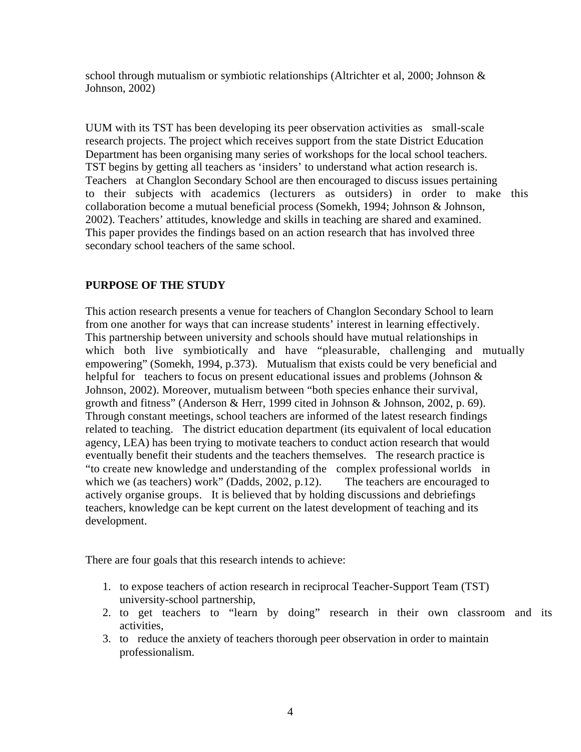school through mutualism or symbiotic relationships (Altrichter et al, 2000; Johnson & Johnson, 2002)

UUM with its TST has been developing its peer observation activities as small-scale research projects. The project which receives support from the state District Education Department has been organising many series of workshops for the local school teachers. TST begins by getting all teachers as 'insiders' to understand what action research is. Teachers at Changlon Secondary School are then encouraged to discuss issues pertaining to their subjects with academics (lecturers as outsiders) in order to make this collaboration become a mutual beneficial process (Somekh, 1994; Johnson & Johnson, 2002). Teachers' attitudes, knowledge and skills in teaching are shared and examined. This paper provides the findings based on an action research that has involved three secondary school teachers of the same school.

## PURPOSE OF THE STUDY

This action research presents a venue for teachers of Changlon Secondary School to learn from one another for ways that can increase students' interest in learning effectively. This partnership between university and schools should have mutual relationships in which both live symbiotically and have "pleasurable, challenging and mutually empowering" (Somekh, 1994, p.373). Mutualism that exists could be very beneficial and helpful for teachers to focus on present educational issues and problems (Johnson & Johnson, 2002). Moreover, mutualism between "both species enhance their survival, growth and fitness" (Anderson & Herr, 1999 cited in Johnson & Johnson, 2002, p. 69). Through constant meetings, school teachers are informed of the latest research findings related to teaching. The district education department (its equivalent of local education agency, LEA) has been trying to motivate teachers to conduct action research that would eventually benefit their students and the teachers themselves. The research practice is "to create new knowledge and understanding of the complex professional worlds in which we (as teachers) work" (Dadds, 2002, p.12). The teachers are encouraged to actively organise groups. It is believed that by holding discussions and debriefings teachers, knowledge can be kept current on the latest development of teaching and its development.

There are four goals that this research intends to achieve:

1. to expose teachers of action research in reciprocal Teacher-Support Team (TST) university-school partnership,
2. to get teachers to "learn by doing" research in their own classroom and its activities,
3. to reduce the anxiety of teachers thorough peer observation in order to maintain professionalism.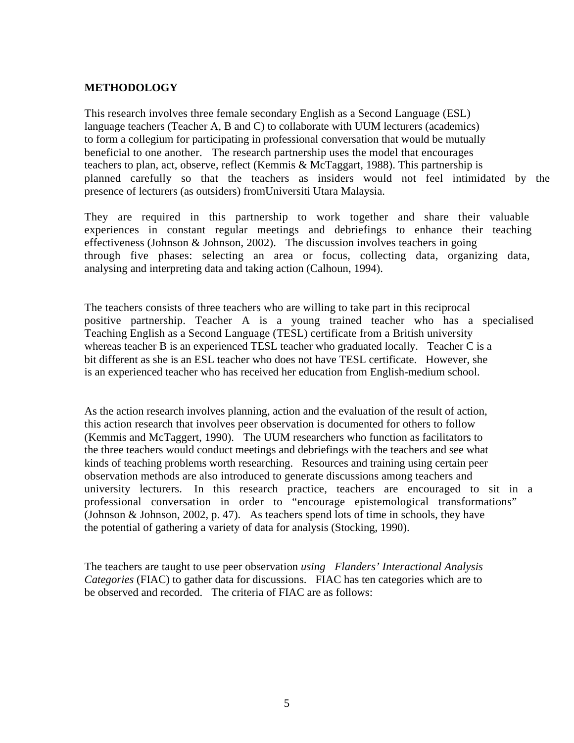**METHODOLOGY**

This research involves three female secondary English as a Second Language (ESL) language teachers (Teacher A, B and C) to collaborate with UUM lecturers (academics) to form a collegium for participating in professional conversation that would be mutually beneficial to one another. The research partnership uses the model that encourages teachers to plan, act, observe, reflect (Kemmis & McTaggart, 1988). This partnership is planned carefully so that the teachers as insiders would not feel intimidated by the presence of lecturers (as outsiders) fromUniversiti Utara Malaysia.

They are required in this partnership to work together and share their valuable experiences in constant regular meetings and debriefings to enhance their teaching effectiveness (Johnson & Johnson, 2002). The discussion involves teachers in going through five phases: selecting an area or focus, collecting data, organizing data, analysing and interpreting data and taking action (Calhoun, 1994).

The teachers consists of three teachers who are willing to take part in this reciprocal positive partnership. Teacher A is a young trained teacher who has a specialised Teaching English as a Second Language (TESL) certificate from a British university whereas teacher B is an experienced TESL teacher who graduated locally. Teacher C is a bit different as she is an ESL teacher who does not have TESL certificate. However, she is an experienced teacher who has received her education from English-medium school.

As the action research involves planning, action and the evaluation of the result of action, this action research that involves peer observation is documented for others to follow (Kemmis and McTaggert, 1990). The UUM researchers who function as facilitators to the three teachers would conduct meetings and debriefings with the teachers and see what kinds of teaching problems worth researching. Resources and training using certain peer observation methods are also introduced to generate discussions among teachers and university lecturers. In this research practice, teachers are encouraged to sit in a professional conversation in order to "encourage epistemological transformations" (Johnson & Johnson, 2002, p. 47). As teachers spend lots of time in schools, they have the potential of gathering a variety of data for analysis (Stocking, 1990).

The teachers are taught to use peer observation *using Flanders' Interactional Analysis Categories* (FIAC) to gather data for discussions. FIAC has ten categories which are to be observed and recorded. The criteria of FIAC are as follows: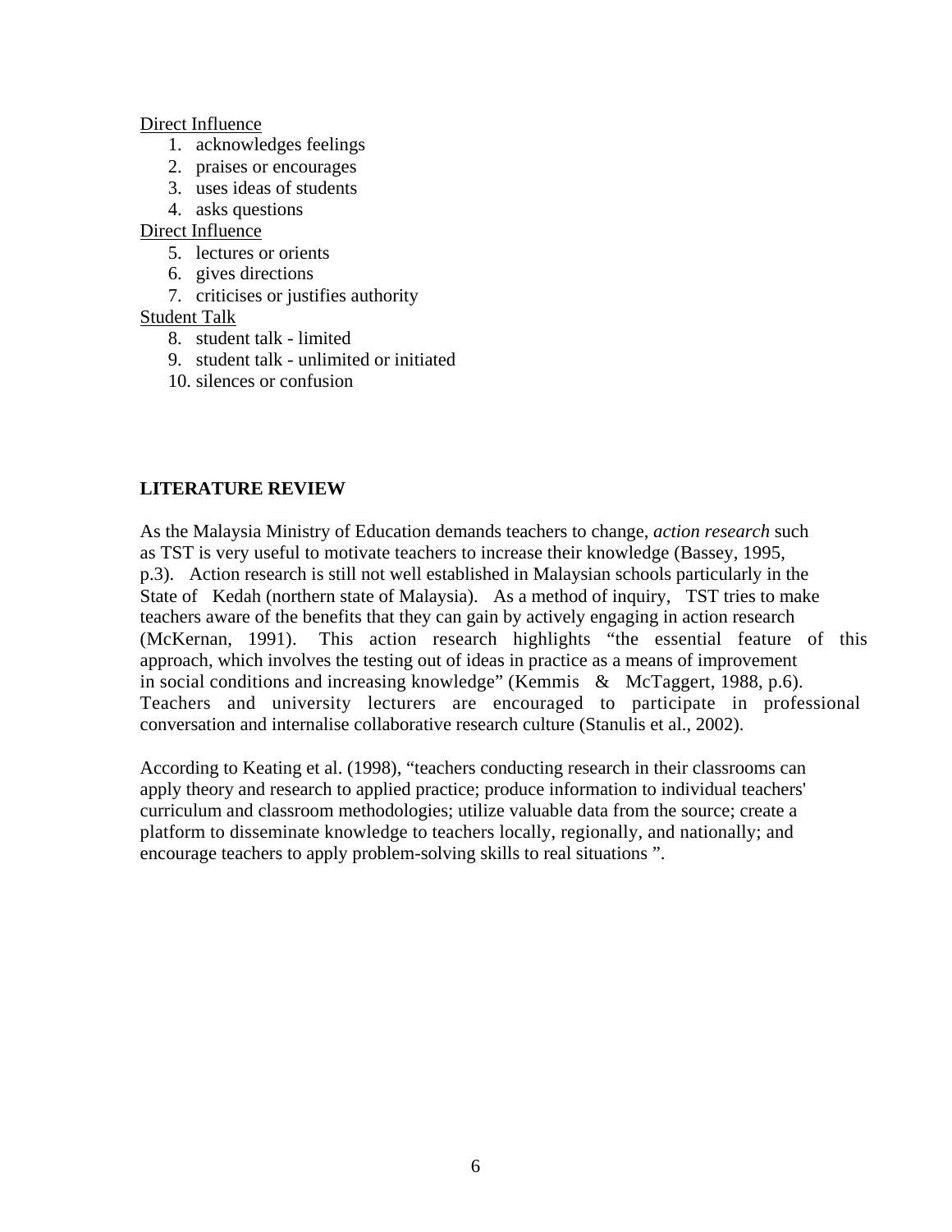<u>Direct Influence</u>

1. acknowledges feelings
2. praises or encourages
3. uses ideas of students
4. asks questions

<u>Direct Influence</u>

5. lectures or orients
6. gives directions
7. criticises or justifies authority

<u>Student Talk</u>

8. student talk - limited
9. student talk - unlimited or initiated
10. silences or confusion

## LITERATURE REVIEW

As the Malaysia Ministry of Education demands teachers to change, *action research* such as TST is very useful to motivate teachers to increase their knowledge (Bassey, 1995, p.3). Action research is still not well established in Malaysian schools particularly in the State of Kedah (northern state of Malaysia). As a method of inquiry, TST tries to make teachers aware of the benefits that they can gain by actively engaging in action research (McKernan, 1991). This action research highlights "the essential feature of this approach, which involves the testing out of ideas in practice as a means of improvement in social conditions and increasing knowledge" (Kemmis & McTaggert, 1988, p.6). Teachers and university lecturers are encouraged to participate in professional conversation and internalise collaborative research culture (Stanulis et al., 2002).

According to Keating et al. (1998), "teachers conducting research in their classrooms can apply theory and research to applied practice; produce information to individual teachers' curriculum and classroom methodologies; utilize valuable data from the source; create a platform to disseminate knowledge to teachers locally, regionally, and nationally; and encourage teachers to apply problem-solving skills to real situations ".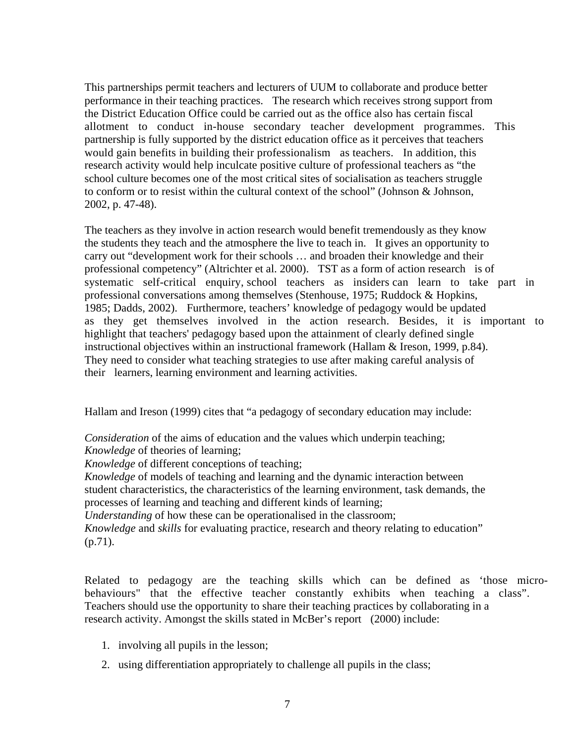This partnerships permit teachers and lecturers of UUM to collaborate and produce better performance in their teaching practices. The research which receives strong support from the District Education Office could be carried out as the office also has certain fiscal allotment to conduct in-house secondary teacher development programmes. This partnership is fully supported by the district education office as it perceives that teachers would gain benefits in building their professionalism as teachers. In addition, this research activity would help inculcate positive culture of professional teachers as "the school culture becomes one of the most critical sites of socialisation as teachers struggle to conform or to resist within the cultural context of the school" (Johnson & Johnson, 2002, p. 47-48).

The teachers as they involve in action research would benefit tremendously as they know the students they teach and the atmosphere the live to teach in. It gives an opportunity to carry out "development work for their schools … and broaden their knowledge and their professional competency" (Altrichter et al. 2000). TST as a form of action research is of systematic self-critical enquiry, school teachers as insiders can learn to take part in professional conversations among themselves (Stenhouse, 1975; Ruddock & Hopkins, 1985; Dadds, 2002). Furthermore, teachers' knowledge of pedagogy would be updated as they get themselves involved in the action research. Besides, it is important to highlight that teachers' pedagogy based upon the attainment of clearly defined single instructional objectives within an instructional framework (Hallam & Ireson, 1999, p.84). They need to consider what teaching strategies to use after making careful analysis of their learners, learning environment and learning activities.

Hallam and Ireson (1999) cites that "a pedagogy of secondary education may include:

*Consideration* of the aims of education and the values which underpin teaching;
*Knowledge* of theories of learning;
*Knowledge* of different conceptions of teaching;
*Knowledge* of models of teaching and learning and the dynamic interaction between student characteristics, the characteristics of the learning environment, task demands, the processes of learning and teaching and different kinds of learning;
*Understanding* of how these can be operationalised in the classroom;
*Knowledge* and *skills* for evaluating practice, research and theory relating to education" (p.71).

Related to pedagogy are the teaching skills which can be defined as 'those micro-behaviours" that the effective teacher constantly exhibits when teaching a class". Teachers should use the opportunity to share their teaching practices by collaborating in a research activity. Amongst the skills stated in McBer's report (2000) include:

1. involving all pupils in the lesson;
2. using differentiation appropriately to challenge all pupils in the class;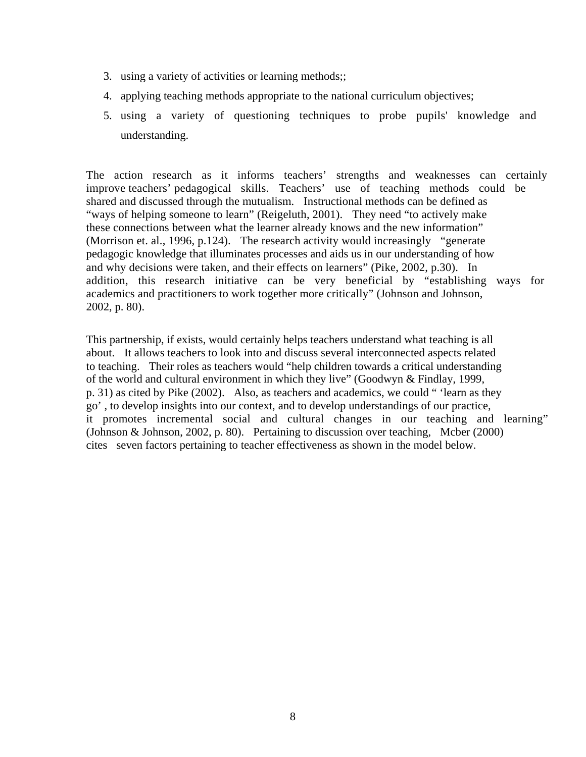3. using a variety of activities or learning methods;;
4. applying teaching methods appropriate to the national curriculum objectives;
5. using a variety of questioning techniques to probe pupils' knowledge and understanding.

The action research as it informs teachers' strengths and weaknesses can certainly improve teachers' pedagogical skills. Teachers' use of teaching methods could be shared and discussed through the mutualism. Instructional methods can be defined as "ways of helping someone to learn" (Reigeluth, 2001). They need "to actively make these connections between what the learner already knows and the new information" (Morrison et. al., 1996, p.124). The research activity would increasingly "generate pedagogic knowledge that illuminates processes and aids us in our understanding of how and why decisions were taken, and their effects on learners" (Pike, 2002, p.30). In addition, this research initiative can be very beneficial by "establishing ways for academics and practitioners to work together more critically" (Johnson and Johnson, 2002, p. 80).

This partnership, if exists, would certainly helps teachers understand what teaching is all about. It allows teachers to look into and discuss several interconnected aspects related to teaching. Their roles as teachers would "help children towards a critical understanding of the world and cultural environment in which they live" (Goodwyn & Findlay, 1999, p. 31) as cited by Pike (2002). Also, as teachers and academics, we could " 'learn as they go' , to develop insights into our context, and to develop understandings of our practice, it promotes incremental social and cultural changes in our teaching and learning" (Johnson & Johnson, 2002, p. 80). Pertaining to discussion over teaching, Mcber (2000) cites seven factors pertaining to teacher effectiveness as shown in the model below.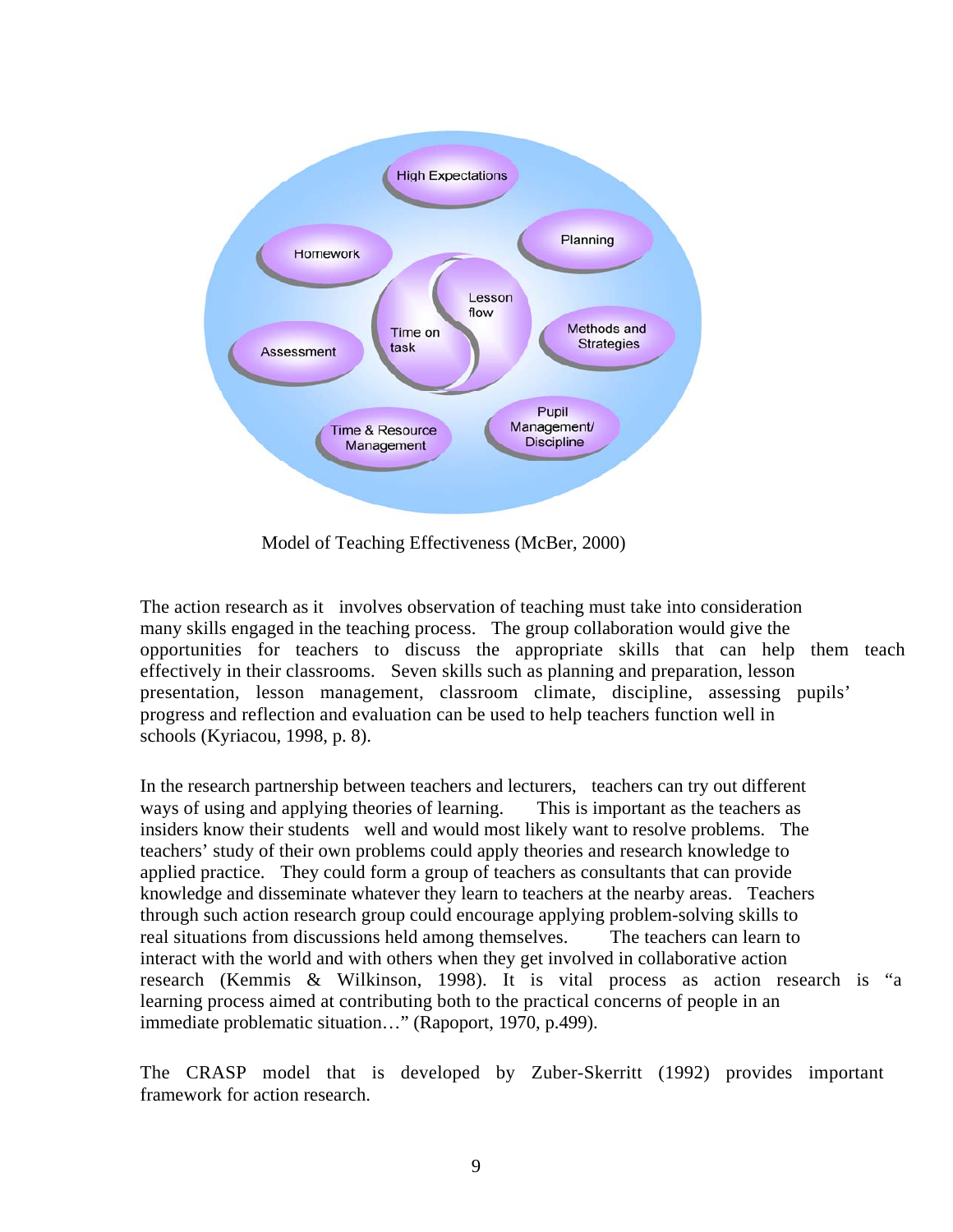Model of Teaching Effectiveness (McBer, 2000)

The action research as it involves observation of teaching must take into consideration many skills engaged in the teaching process. The group collaboration would give the opportunities for teachers to discuss the appropriate skills that can help them teach effectively in their classrooms. Seven skills such as planning and preparation, lesson presentation, lesson management, classroom climate, discipline, assessing pupils' progress and reflection and evaluation can be used to help teachers function well in schools (Kyriacou, 1998, p. 8).

In the research partnership between teachers and lecturers, teachers can try out different ways of using and applying theories of learning. This is important as the teachers as insiders know their students well and would most likely want to resolve problems. The teachers' study of their own problems could apply theories and research knowledge to applied practice. They could form a group of teachers as consultants that can provide knowledge and disseminate whatever they learn to teachers at the nearby areas. Teachers through such action research group could encourage applying problem-solving skills to real situations from discussions held among themselves. The teachers can learn to interact with the world and with others when they get involved in collaborative action research (Kemmis & Wilkinson, 1998). It is vital process as action research is "a learning process aimed at contributing both to the practical concerns of people in an immediate problematic situation…" (Rapoport, 1970, p.499).

The CRASP model that is developed by Zuber-Skerritt (1992) provides important framework for action research.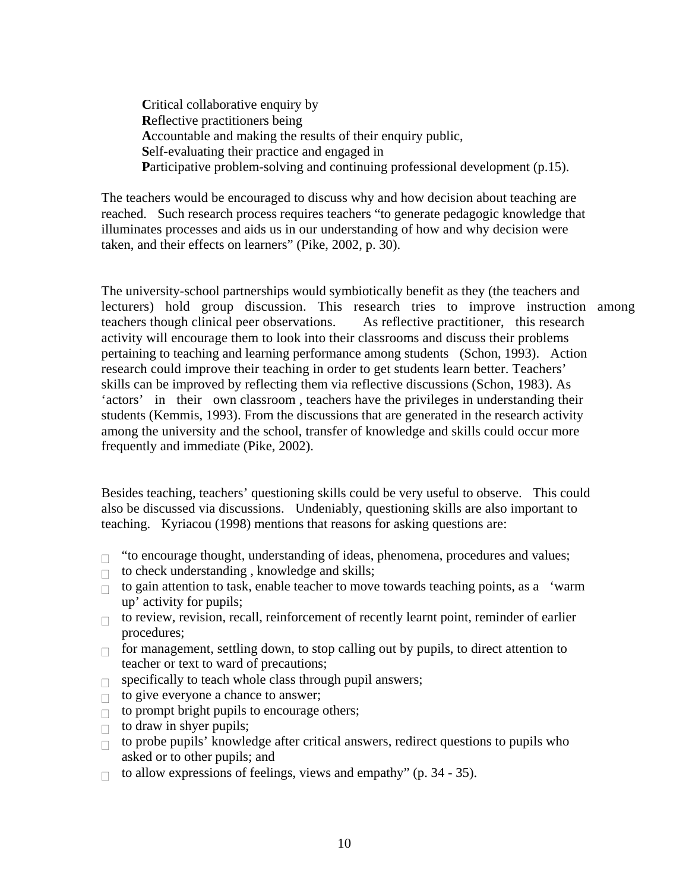**C**ritical collaborative enquiry by
**R**eflective practitioners being
**A**ccountable and making the results of their enquiry public,
**S**elf-evaluating their practice and engaged in
**P**articipative problem-solving and continuing professional development (p.15).

The teachers would be encouraged to discuss why and how decision about teaching are reached. Such research process requires teachers "to generate pedagogic knowledge that illuminates processes and aids us in our understanding of how and why decision were taken, and their effects on learners" (Pike, 2002, p. 30).

The university-school partnerships would symbiotically benefit as they (the teachers and lecturers) hold group discussion. This research tries to improve instruction among teachers though clinical peer observations. As reflective practitioner, this research activity will encourage them to look into their classrooms and discuss their problems pertaining to teaching and learning performance among students (Schon, 1993). Action research could improve their teaching in order to get students learn better. Teachers' skills can be improved by reflecting them via reflective discussions (Schon, 1983). As 'actors' in their own classroom , teachers have the privileges in understanding their students (Kemmis, 1993). From the discussions that are generated in the research activity among the university and the school, transfer of knowledge and skills could occur more frequently and immediate (Pike, 2002).

Besides teaching, teachers' questioning skills could be very useful to observe. This could also be discussed via discussions. Undeniably, questioning skills are also important to teaching. Kyriacou (1998) mentions that reasons for asking questions are:

- "to encourage thought, understanding of ideas, phenomena, procedures and values;
- to check understanding , knowledge and skills;
- to gain attention to task, enable teacher to move towards teaching points, as a 'warm up' activity for pupils;
- to review, revision, recall, reinforcement of recently learnt point, reminder of earlier procedures;
- for management, settling down, to stop calling out by pupils, to direct attention to teacher or text to ward of precautions;
- specifically to teach whole class through pupil answers;
- to give everyone a chance to answer;
- to prompt bright pupils to encourage others;
- to draw in shyer pupils;
- to probe pupils' knowledge after critical answers, redirect questions to pupils who asked or to other pupils; and
- to allow expressions of feelings, views and empathy" (p. 34 - 35).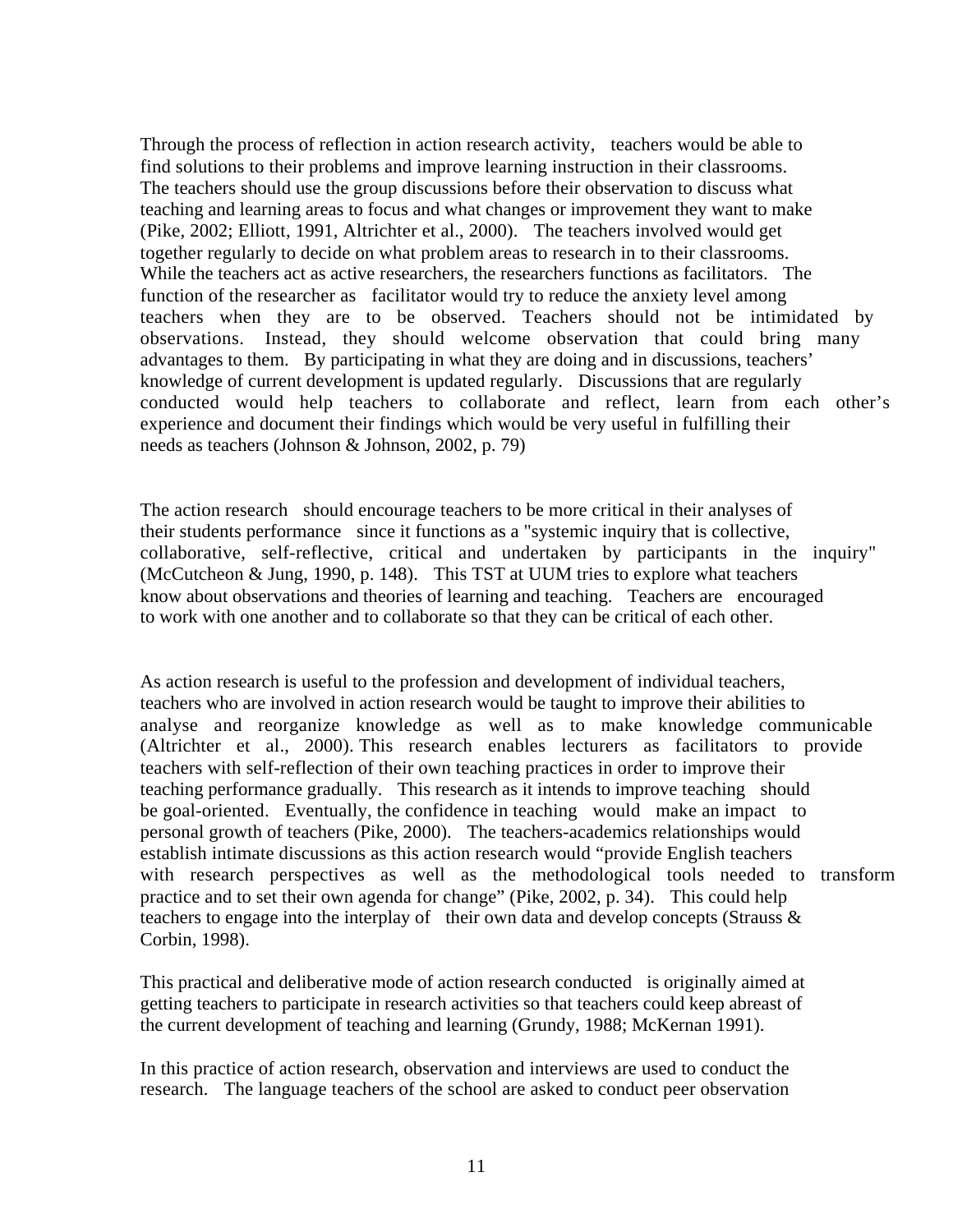Through the process of reflection in action research activity, teachers would be able to find solutions to their problems and improve learning instruction in their classrooms. The teachers should use the group discussions before their observation to discuss what teaching and learning areas to focus and what changes or improvement they want to make (Pike, 2002; Elliott, 1991, Altrichter et al., 2000). The teachers involved would get together regularly to decide on what problem areas to research in to their classrooms. While the teachers act as active researchers, the researchers functions as facilitators. The function of the researcher as facilitator would try to reduce the anxiety level among teachers when they are to be observed. Teachers should not be intimidated by observations. Instead, they should welcome observation that could bring many advantages to them. By participating in what they are doing and in discussions, teachers' knowledge of current development is updated regularly. Discussions that are regularly conducted would help teachers to collaborate and reflect, learn from each other's experience and document their findings which would be very useful in fulfilling their needs as teachers (Johnson & Johnson, 2002, p. 79)

The action research should encourage teachers to be more critical in their analyses of their students performance since it functions as a "systemic inquiry that is collective, collaborative, self-reflective, critical and undertaken by participants in the inquiry" (McCutcheon & Jung, 1990, p. 148). This TST at UUM tries to explore what teachers know about observations and theories of learning and teaching. Teachers are encouraged to work with one another and to collaborate so that they can be critical of each other.

As action research is useful to the profession and development of individual teachers, teachers who are involved in action research would be taught to improve their abilities to analyse and reorganize knowledge as well as to make knowledge communicable (Altrichter et al., 2000). This research enables lecturers as facilitators to provide teachers with self-reflection of their own teaching practices in order to improve their teaching performance gradually. This research as it intends to improve teaching should be goal-oriented. Eventually, the confidence in teaching would make an impact to personal growth of teachers (Pike, 2000). The teachers-academics relationships would establish intimate discussions as this action research would "provide English teachers with research perspectives as well as the methodological tools needed to transform practice and to set their own agenda for change" (Pike, 2002, p. 34). This could help teachers to engage into the interplay of their own data and develop concepts (Strauss & Corbin, 1998).

This practical and deliberative mode of action research conducted is originally aimed at getting teachers to participate in research activities so that teachers could keep abreast of the current development of teaching and learning (Grundy, 1988; McKernan 1991).

In this practice of action research, observation and interviews are used to conduct the research. The language teachers of the school are asked to conduct peer observation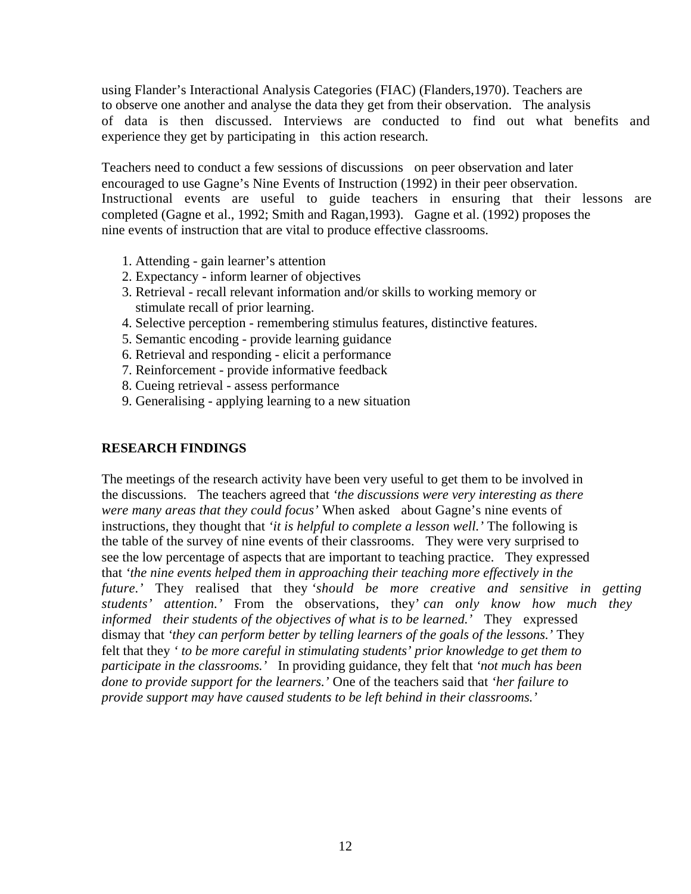using Flander's Interactional Analysis Categories (FIAC) (Flanders,1970). Teachers are to observe one another and analyse the data they get from their observation. The analysis of data is then discussed. Interviews are conducted to find out what benefits and experience they get by participating in this action research.

Teachers need to conduct a few sessions of discussions on peer observation and later encouraged to use Gagne's Nine Events of Instruction (1992) in their peer observation. Instructional events are useful to guide teachers in ensuring that their lessons are completed (Gagne et al., 1992; Smith and Ragan,1993). Gagne et al. (1992) proposes the nine events of instruction that are vital to produce effective classrooms.

1. Attending - gain learner's attention
2. Expectancy - inform learner of objectives
3. Retrieval - recall relevant information and/or skills to working memory or stimulate recall of prior learning.
4. Selective perception - remembering stimulus features, distinctive features.
5. Semantic encoding - provide learning guidance
6. Retrieval and responding - elicit a performance
7. Reinforcement - provide informative feedback
8. Cueing retrieval - assess performance
9. Generalising - applying learning to a new situation

## RESEARCH FINDINGS

The meetings of the research activity have been very useful to get them to be involved in the discussions. The teachers agreed that *'the discussions were very interesting as there were many areas that they could focus'* When asked about Gagne's nine events of instructions, they thought that *'it is helpful to complete a lesson well.'* The following is the table of the survey of nine events of their classrooms. They were very surprised to see the low percentage of aspects that are important to teaching practice. They expressed that *'the nine events helped them in approaching their teaching more effectively in the future.'* They realised that they '*should be more creative and sensitive in getting students' attention.'* From the observations, they' *can only know how much they informed their students of the objectives of what is to be learned.'* They expressed dismay that *'they can perform better by telling learners of the goals of the lessons.'* They felt that they *' to be more careful in stimulating students' prior knowledge to get them to participate in the classrooms.'* In providing guidance, they felt that *'not much has been done to provide support for the learners.'* One of the teachers said that *'her failure to provide support may have caused students to be left behind in their classrooms.'*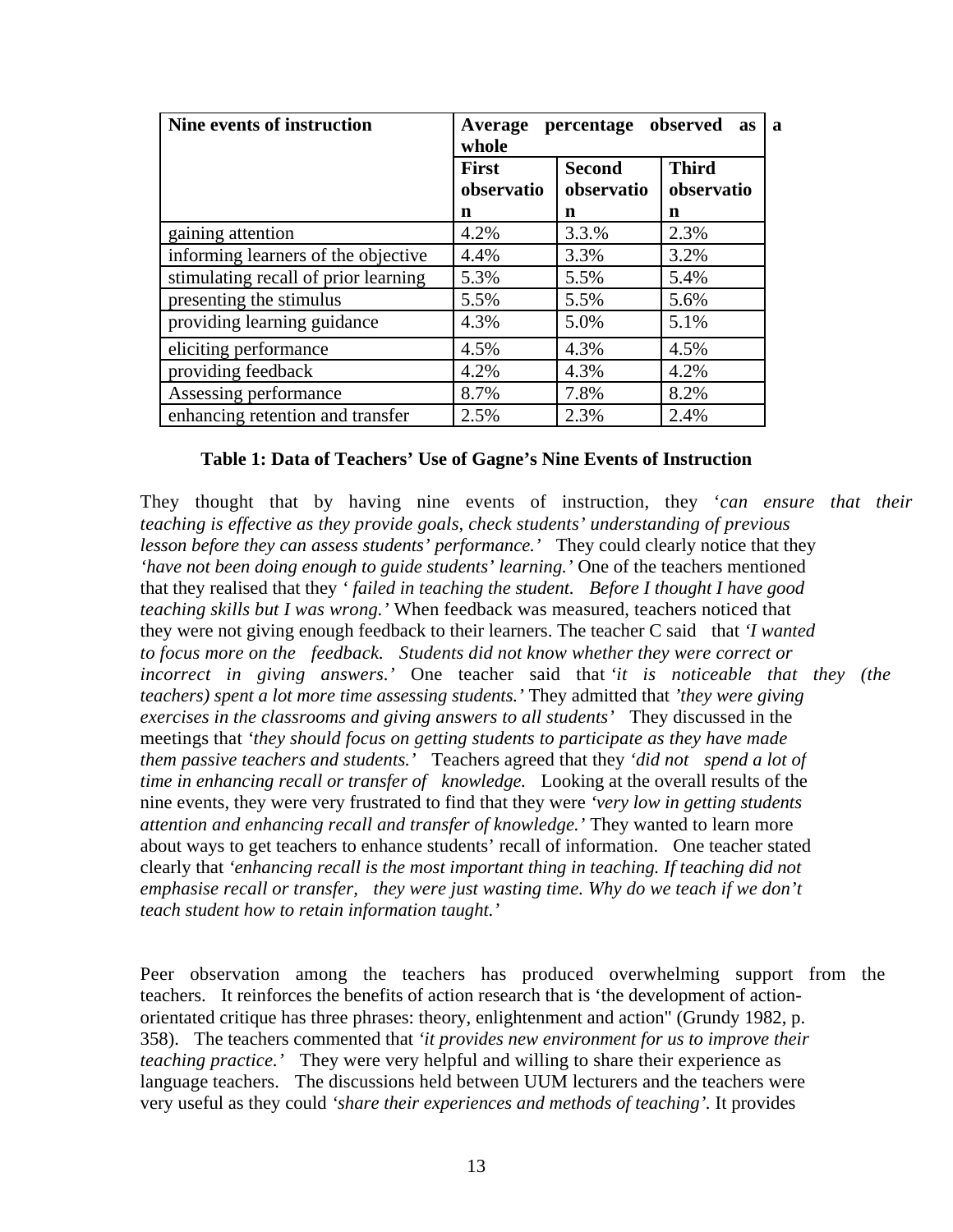| Nine events of instruction | Average percentage observed as a whole | | |
|---|---|---|---|
| | First observation | Second observation | Third observation |
| gaining attention | 4.2% | 3.3.% | 2.3% |
| informing learners of the objective | 4.4% | 3.3% | 3.2% |
| stimulating recall of prior learning | 5.3% | 5.5% | 5.4% |
| presenting the stimulus | 5.5% | 5.5% | 5.6% |
| providing learning guidance | 4.3% | 5.0% | 5.1% |
| eliciting performance | 4.5% | 4.3% | 4.5% |
| providing feedback | 4.2% | 4.3% | 4.2% |
| Assessing performance | 8.7% | 7.8% | 8.2% |
| enhancing retention and transfer | 2.5% | 2.3% | 2.4% |

**Table 1: Data of Teachers' Use of Gagne's Nine Events of Instruction**

They thought that by having nine events of instruction, they '*can ensure that their teaching is effective as they provide goals, check students' understanding of previous lesson before they can assess students' performance.'* They could clearly notice that they *'have not been doing enough to guide students' learning.'* One of the teachers mentioned that they realised that they *' failed in teaching the student. Before I thought I have good teaching skills but I was wrong.'* When feedback was measured, teachers noticed that they were not giving enough feedback to their learners. The teacher C said that *'I wanted to focus more on the feedback. Students did not know whether they were correct or incorrect in giving answers.'* One teacher said that *'it is noticeable that they (the teachers) spent a lot more time assessing students.'* They admitted that *'they were giving exercises in the classrooms and giving answers to all students'* They discussed in the meetings that *'they should focus on getting students to participate as they have made them passive teachers and students.'* Teachers agreed that they *'did not spend a lot of time in enhancing recall or transfer of knowledge.* Looking at the overall results of the nine events, they were very frustrated to find that they were *'very low in getting students attention and enhancing recall and transfer of knowledge.'* They wanted to learn more about ways to get teachers to enhance students' recall of information. One teacher stated clearly that *'enhancing recall is the most important thing in teaching. If teaching did not emphasise recall or transfer, they were just wasting time. Why do we teach if we don't teach student how to retain information taught.'*

Peer observation among the teachers has produced overwhelming support from the teachers. It reinforces the benefits of action research that is 'the development of action-orientated critique has three phrases: theory, enlightenment and action" (Grundy 1982, p. 358). The teachers commented that *'it provides new environment for us to improve their teaching practice.'* They were very helpful and willing to share their experience as language teachers. The discussions held between UUM lecturers and the teachers were very useful as they could *'share their experiences and methods of teaching'*. It provides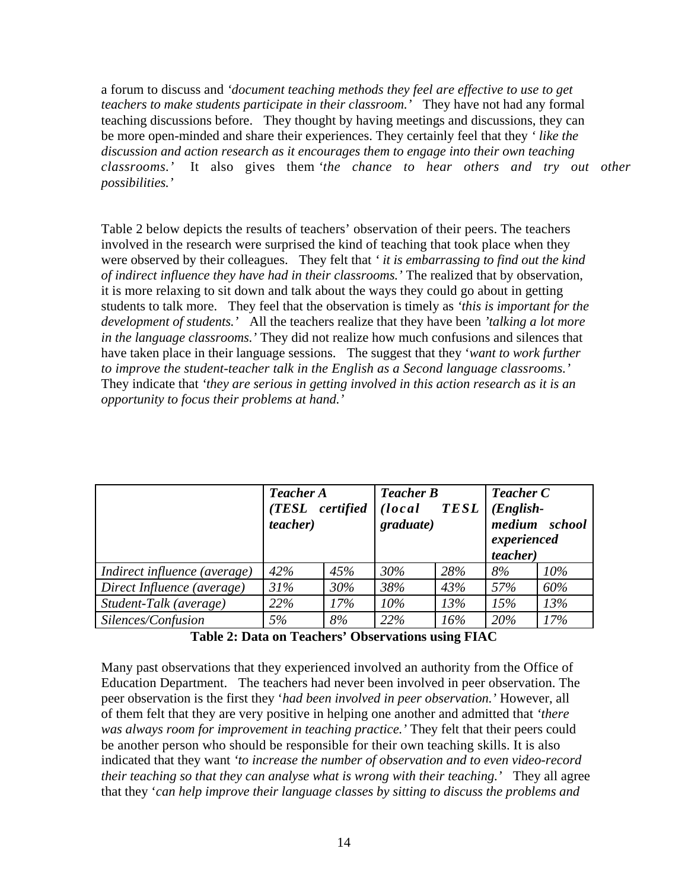a forum to discuss and *'document teaching methods they feel are effective to use to get teachers to make students participate in their classroom.'* They have not had any formal teaching discussions before. They thought by having meetings and discussions, they can be more open-minded and share their experiences. They certainly feel that they *' like the discussion and action research as it encourages them to engage into their own teaching classrooms.'* It also gives them *'the chance to hear others and try out other possibilities.'*

Table 2 below depicts the results of teachers' observation of their peers. The teachers involved in the research were surprised the kind of teaching that took place when they were observed by their colleagues. They felt that *' it is embarrassing to find out the kind of indirect influence they have had in their classrooms.'* The realized that by observation, it is more relaxing to sit down and talk about the ways they could go about in getting students to talk more. They feel that the observation is timely as *'this is important for the development of students.'* All the teachers realize that they have been *'talking a lot more in the language classrooms.'* They did not realize how much confusions and silences that have taken place in their language sessions. The suggest that they *'want to work further to improve the student-teacher talk in the English as a Second language classrooms.'* They indicate that *'they are serious in getting involved in this action research as it is an opportunity to focus their problems at hand.'*

| | ***Teacher A (TESL certified teacher)*** | | ***Teacher B (local TESL graduate)*** | | ***Teacher C (English-medium school experienced teacher)*** | |
|---|---|---|---|---|---|---|
| *Indirect influence (average)* | *42%* | *45%* | *30%* | *28%* | *8%* | *10%* |
| *Direct Influence (average)* | *31%* | *30%* | *38%* | *43%* | *57%* | *60%* |
| *Student-Talk (average)* | *22%* | *17%* | *10%* | *13%* | *15%* | *13%* |
| *Silences/Confusion* | *5%* | *8%* | *22%* | *16%* | *20%* | *17%* |

**Table 2: Data on Teachers' Observations using FIAC**

Many past observations that they experienced involved an authority from the Office of Education Department. The teachers had never been involved in peer observation. The peer observation is the first they *'had been involved in peer observation.'* However, all of them felt that they are very positive in helping one another and admitted that *'there was always room for improvement in teaching practice.'* They felt that their peers could be another person who should be responsible for their own teaching skills. It is also indicated that they want *'to increase the number of observation and to even video-record their teaching so that they can analyse what is wrong with their teaching.'* They all agree that they *'can help improve their language classes by sitting to discuss the problems and*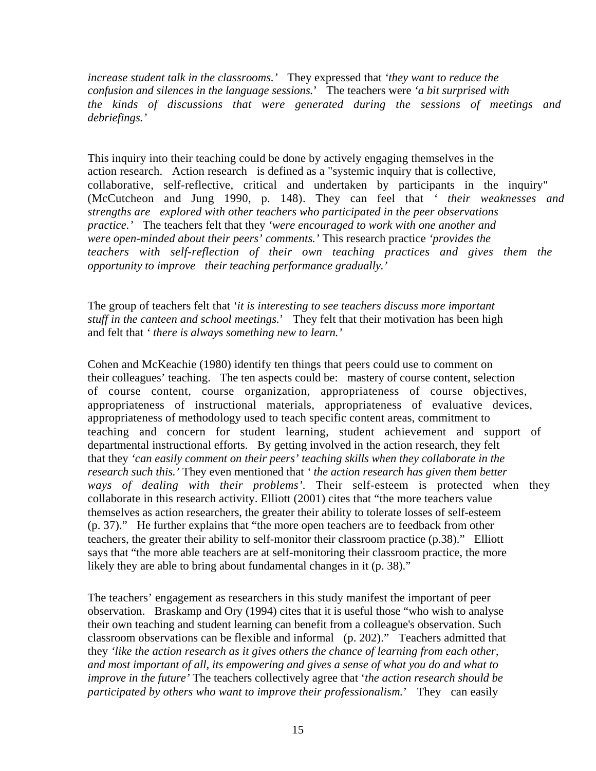*increase student talk in the classrooms.'* They expressed that *'they want to reduce the confusion and silences in the language sessions.'* The teachers were *'a bit surprised with the kinds of discussions that were generated during the sessions of meetings and debriefings.'*

This inquiry into their teaching could be done by actively engaging themselves in the action research. Action research is defined as a "systemic inquiry that is collective, collaborative, self-reflective, critical and undertaken by participants in the inquiry" (McCutcheon and Jung 1990, p. 148). They can feel that *' their weaknesses and strengths are explored with other teachers who participated in the peer observations practice.'* The teachers felt that they *'were encouraged to work with one another and were open-minded about their peers' comments.'* This research practice *'provides the teachers with self-reflection of their own teaching practices and gives them the opportunity to improve their teaching performance gradually.'*

The group of teachers felt that *'it is interesting to see teachers discuss more important stuff in the canteen and school meetings.'* They felt that their motivation has been high and felt that *' there is always something new to learn.'*

Cohen and McKeachie (1980) identify ten things that peers could use to comment on their colleagues' teaching. The ten aspects could be: mastery of course content, selection of course content, course organization, appropriateness of course objectives, appropriateness of instructional materials, appropriateness of evaluative devices, appropriateness of methodology used to teach specific content areas, commitment to teaching and concern for student learning, student achievement and support of departmental instructional efforts. By getting involved in the action research, they felt that they *'can easily comment on their peers' teaching skills when they collaborate in the research such this.'* They even mentioned that *' the action research has given them better ways of dealing with their problems'*. Their self-esteem is protected when they collaborate in this research activity. Elliott (2001) cites that "the more teachers value themselves as action researchers, the greater their ability to tolerate losses of self-esteem (p. 37)." He further explains that "the more open teachers are to feedback from other teachers, the greater their ability to self-monitor their classroom practice (p.38)." Elliott says that "the more able teachers are at self-monitoring their classroom practice, the more likely they are able to bring about fundamental changes in it (p. 38)."

The teachers' engagement as researchers in this study manifest the important of peer observation. Braskamp and Ory (1994) cites that it is useful those "who wish to analyse their own teaching and student learning can benefit from a colleague's observation. Such classroom observations can be flexible and informal (p. 202)." Teachers admitted that they *'like the action research as it gives others the chance of learning from each other, and most important of all, its empowering and gives a sense of what you do and what to improve in the future'* The teachers collectively agree that '*the action research should be participated by others who want to improve their professionalism.*' They can easily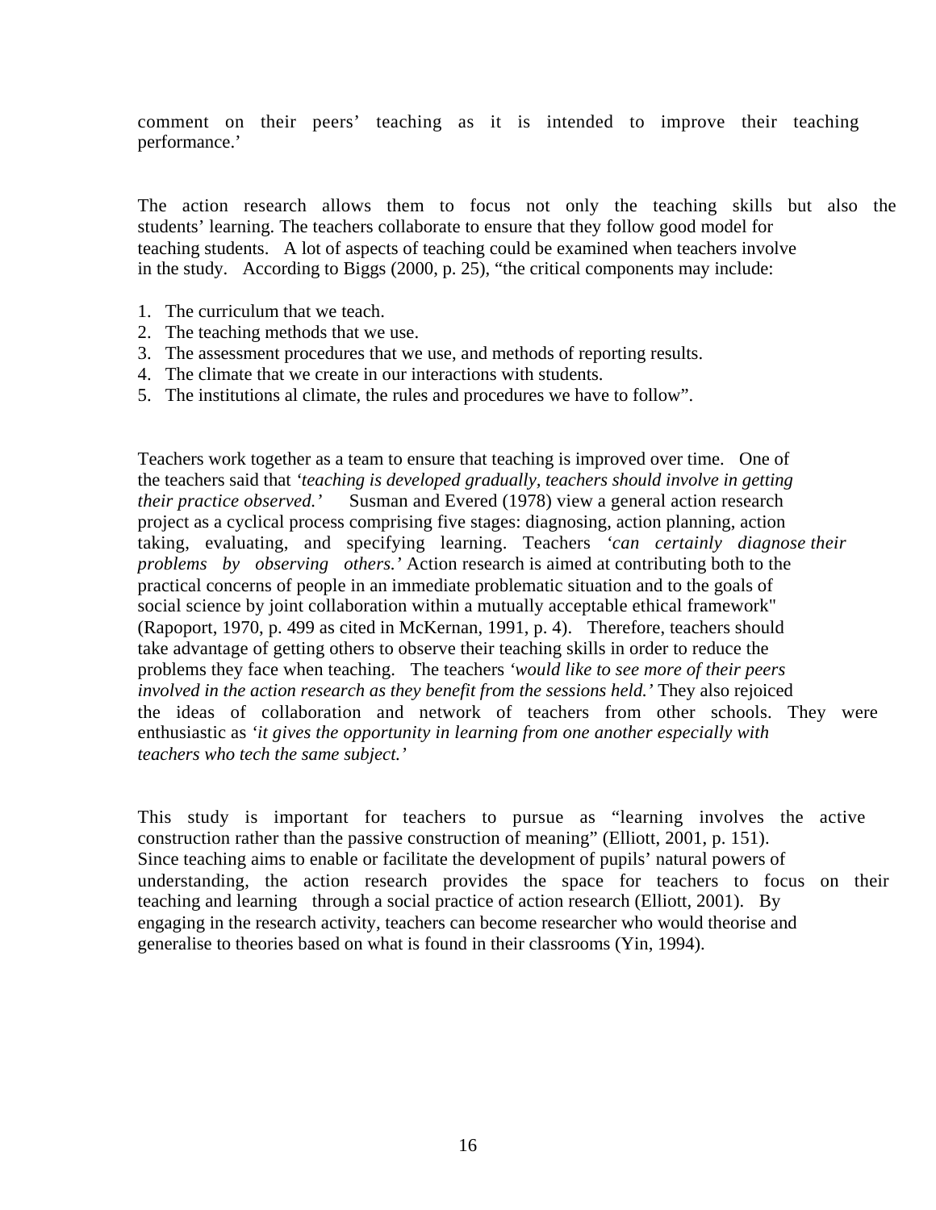comment on their peers' teaching as it is intended to improve their teaching performance.'

The action research allows them to focus not only the teaching skills but also the students' learning. The teachers collaborate to ensure that they follow good model for teaching students. A lot of aspects of teaching could be examined when teachers involve in the study. According to Biggs (2000, p. 25), "the critical components may include:

1. The curriculum that we teach.
2. The teaching methods that we use.
3. The assessment procedures that we use, and methods of reporting results.
4. The climate that we create in our interactions with students.
5. The institutions al climate, the rules and procedures we have to follow".

Teachers work together as a team to ensure that teaching is improved over time. One of the teachers said that *'teaching is developed gradually, teachers should involve in getting their practice observed.'* Susman and Evered (1978) view a general action research project as a cyclical process comprising five stages: diagnosing, action planning, action taking, evaluating, and specifying learning. Teachers *'can certainly diagnose their problems by observing others.'* Action research is aimed at contributing both to the practical concerns of people in an immediate problematic situation and to the goals of social science by joint collaboration within a mutually acceptable ethical framework" (Rapoport, 1970, p. 499 as cited in McKernan, 1991, p. 4). Therefore, teachers should take advantage of getting others to observe their teaching skills in order to reduce the problems they face when teaching. The teachers *'would like to see more of their peers involved in the action research as they benefit from the sessions held.'* They also rejoiced the ideas of collaboration and network of teachers from other schools. They were enthusiastic as *'it gives the opportunity in learning from one another especially with teachers who tech the same subject.'*

This study is important for teachers to pursue as "learning involves the active construction rather than the passive construction of meaning" (Elliott, 2001, p. 151). Since teaching aims to enable or facilitate the development of pupils' natural powers of understanding, the action research provides the space for teachers to focus on their teaching and learning through a social practice of action research (Elliott, 2001). By engaging in the research activity, teachers can become researcher who would theorise and generalise to theories based on what is found in their classrooms (Yin, 1994).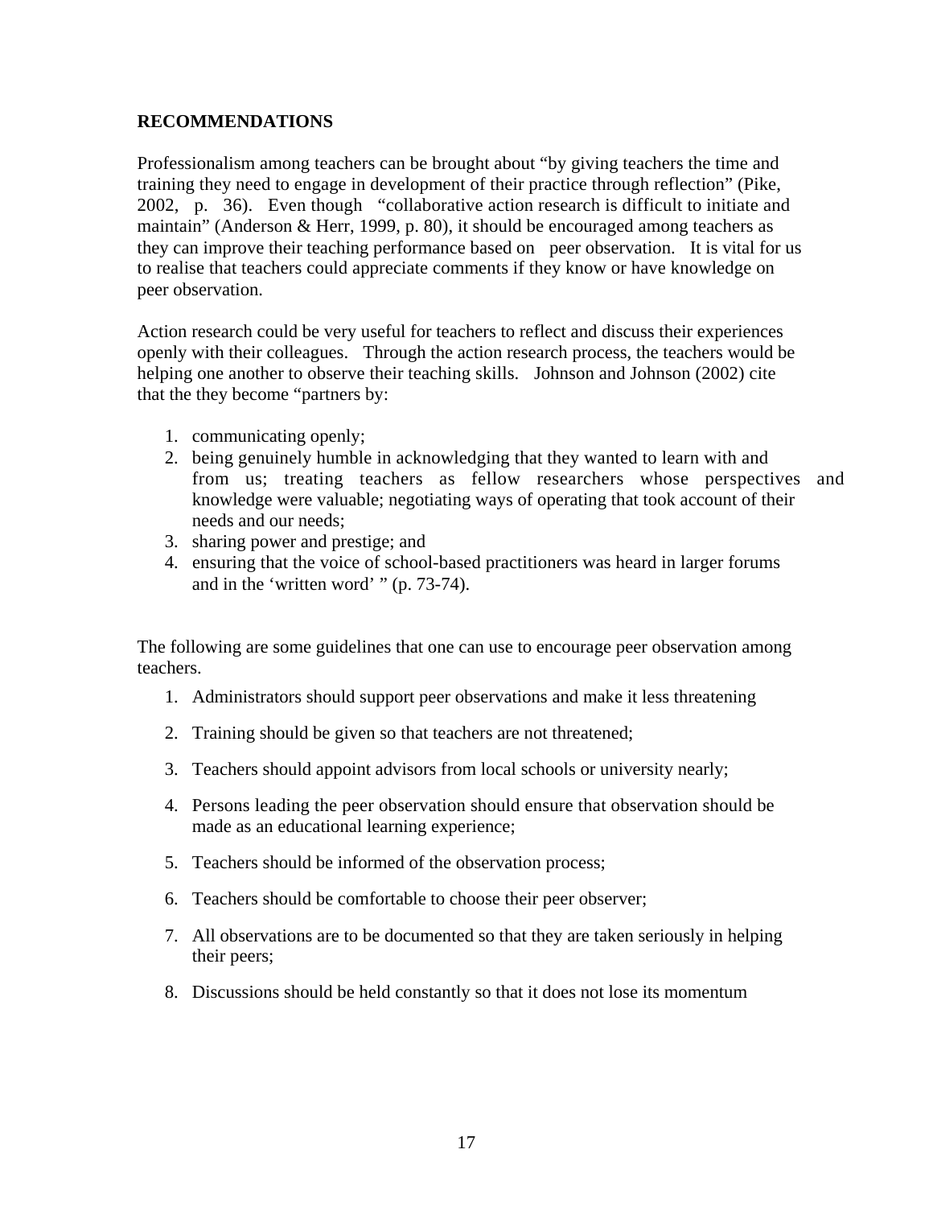**RECOMMENDATIONS**

Professionalism among teachers can be brought about "by giving teachers the time and training they need to engage in development of their practice through reflection" (Pike, 2002, p. 36). Even though "collaborative action research is difficult to initiate and maintain" (Anderson & Herr, 1999, p. 80), it should be encouraged among teachers as they can improve their teaching performance based on peer observation. It is vital for us to realise that teachers could appreciate comments if they know or have knowledge on peer observation.

Action research could be very useful for teachers to reflect and discuss their experiences openly with their colleagues. Through the action research process, the teachers would be helping one another to observe their teaching skills. Johnson and Johnson (2002) cite that the they become "partners by:

1. communicating openly;
2. being genuinely humble in acknowledging that they wanted to learn with and from us; treating teachers as fellow researchers whose perspectives and knowledge were valuable; negotiating ways of operating that took account of their needs and our needs;
3. sharing power and prestige; and
4. ensuring that the voice of school-based practitioners was heard in larger forums and in the 'written word' " (p. 73-74).

The following are some guidelines that one can use to encourage peer observation among teachers.

1. Administrators should support peer observations and make it less threatening
2. Training should be given so that teachers are not threatened;
3. Teachers should appoint advisors from local schools or university nearly;
4. Persons leading the peer observation should ensure that observation should be made as an educational learning experience;
5. Teachers should be informed of the observation process;
6. Teachers should be comfortable to choose their peer observer;
7. All observations are to be documented so that they are taken seriously in helping their peers;
8. Discussions should be held constantly so that it does not lose its momentum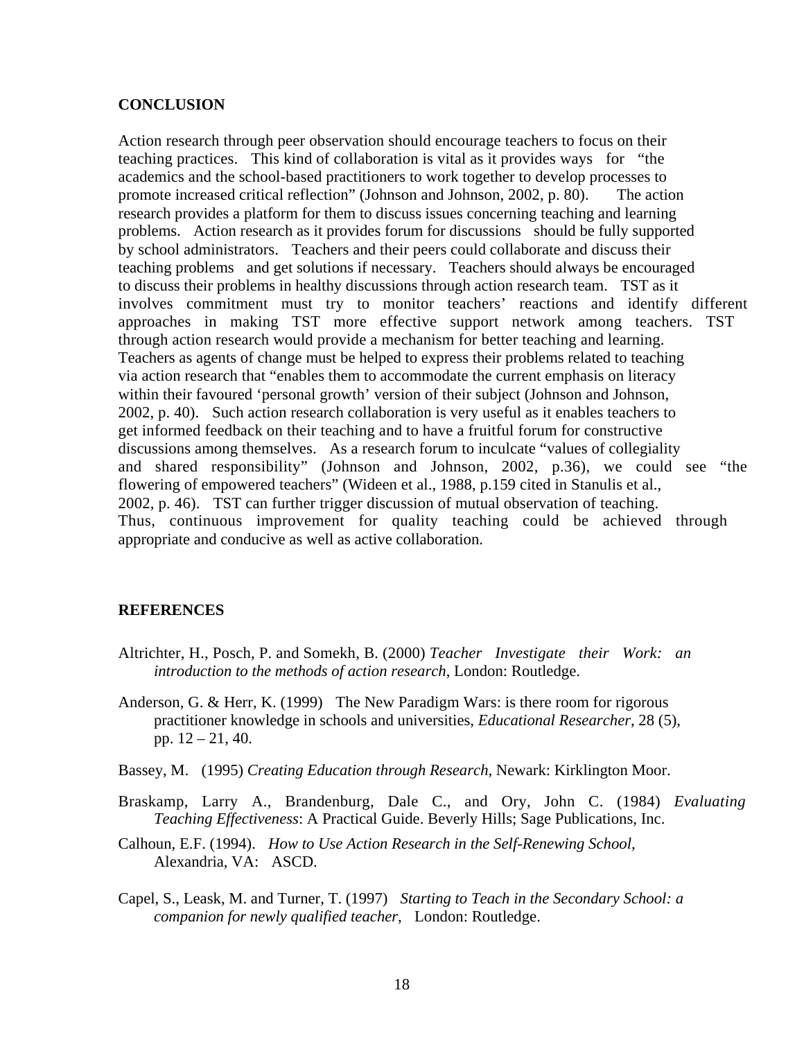## CONCLUSION

Action research through peer observation should encourage teachers to focus on their teaching practices. This kind of collaboration is vital as it provides ways for "the academics and the school-based practitioners to work together to develop processes to promote increased critical reflection" (Johnson and Johnson, 2002, p. 80). The action research provides a platform for them to discuss issues concerning teaching and learning problems. Action research as it provides forum for discussions should be fully supported by school administrators. Teachers and their peers could collaborate and discuss their teaching problems and get solutions if necessary. Teachers should always be encouraged to discuss their problems in healthy discussions through action research team. TST as it involves commitment must try to monitor teachers' reactions and identify different approaches in making TST more effective support network among teachers. TST through action research would provide a mechanism for better teaching and learning. Teachers as agents of change must be helped to express their problems related to teaching via action research that "enables them to accommodate the current emphasis on literacy within their favoured 'personal growth' version of their subject (Johnson and Johnson, 2002, p. 40). Such action research collaboration is very useful as it enables teachers to get informed feedback on their teaching and to have a fruitful forum for constructive discussions among themselves. As a research forum to inculcate "values of collegiality and shared responsibility" (Johnson and Johnson, 2002, p.36), we could see "the flowering of empowered teachers" (Wideen et al., 1988, p.159 cited in Stanulis et al., 2002, p. 46). TST can further trigger discussion of mutual observation of teaching. Thus, continuous improvement for quality teaching could be achieved through appropriate and conducive as well as active collaboration.

## REFERENCES

Altrichter, H., Posch, P. and Somekh, B. (2000) *Teacher Investigate their Work: an introduction to the methods of action research*, London: Routledge.

Anderson, G. & Herr, K. (1999) The New Paradigm Wars: is there room for rigorous practitioner knowledge in schools and universities, *Educational Researcher*, 28 (5), pp. 12 – 21, 40.

Bassey, M. (1995) *Creating Education through Research*, Newark: Kirklington Moor.

Braskamp, Larry A., Brandenburg, Dale C., and Ory, John C. (1984) *Evaluating Teaching Effectiveness*: A Practical Guide. Beverly Hills; Sage Publications, Inc.

Calhoun, E.F. (1994). *How to Use Action Research in the Self-Renewing School*, Alexandria, VA: ASCD.

Capel, S., Leask, M. and Turner, T. (1997) *Starting to Teach in the Secondary School: a companion for newly qualified teacher*, London: Routledge.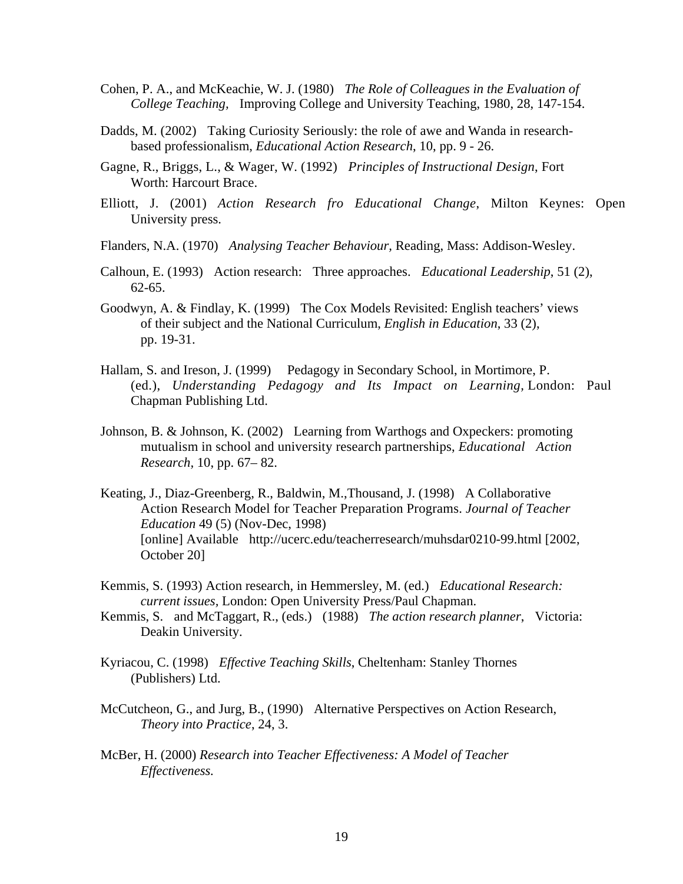Cohen, P. A., and McKeachie, W. J. (1980) *The Role of Colleagues in the Evaluation of College Teaching,* Improving College and University Teaching, 1980, 28, 147-154.

Dadds, M. (2002) Taking Curiosity Seriously: the role of awe and Wanda in research-based professionalism, *Educational Action Research*, 10, pp. 9 - 26.

Gagne, R., Briggs, L., & Wager, W. (1992) *Principles of Instructional Design,* Fort Worth: Harcourt Brace.

Elliott, J. (2001) *Action Research fro Educational Change*, Milton Keynes: Open University press.

Flanders, N.A. (1970) *Analysing Teacher Behaviour,* Reading, Mass: Addison-Wesley.

Calhoun, E. (1993) Action research: Three approaches. *Educational Leadership*, 51 (2), 62-65.

Goodwyn, A. & Findlay, K. (1999) The Cox Models Revisited: English teachers' views of their subject and the National Curriculum, *English in Education*, 33 (2), pp. 19-31.

Hallam, S. and Ireson, J. (1999) Pedagogy in Secondary School, in Mortimore, P. (ed.), *Understanding Pedagogy and Its Impact on Learning,* London: Paul Chapman Publishing Ltd.

Johnson, B. & Johnson, K. (2002) Learning from Warthogs and Oxpeckers: promoting mutualism in school and university research partnerships, *Educational Action Research*, 10, pp. 67– 82.

Keating, J., Diaz-Greenberg, R., Baldwin, M.,Thousand, J. (1998) A Collaborative Action Research Model for Teacher Preparation Programs. *Journal of Teacher Education* 49 (5) (Nov-Dec, 1998) [online] Available http://ucerc.edu/teacherresearch/muhsdar0210-99.html [2002, October 20]

Kemmis, S. (1993) Action research, in Hemmersley, M. (ed.) *Educational Research: current issues*, London: Open University Press/Paul Chapman.

Kemmis, S. and McTaggart, R., (eds.) (1988) *The action research planner*, Victoria: Deakin University.

Kyriacou, C. (1998) *Effective Teaching Skills*, Cheltenham: Stanley Thornes (Publishers) Ltd.

McCutcheon, G., and Jurg, B., (1990) Alternative Perspectives on Action Research, *Theory into Practice*, 24, 3.

McBer, H. (2000) *Research into Teacher Effectiveness: A Model of Teacher Effectiveness.*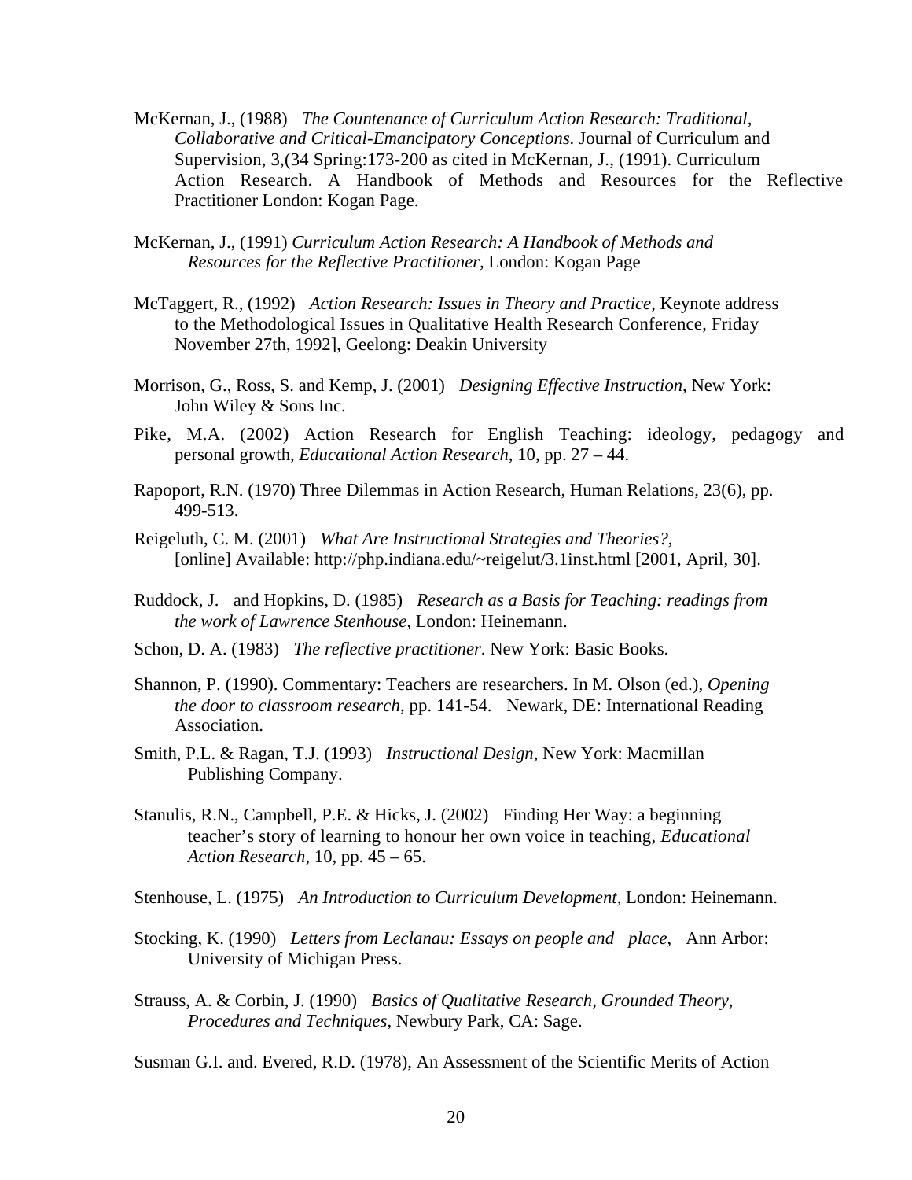McKernan, J., (1988) *The Countenance of Curriculum Action Research: Traditional, Collaborative and Critical-Emancipatory Conceptions.* Journal of Curriculum and Supervision, 3,(34 Spring:173-200 as cited in McKernan, J., (1991). Curriculum Action Research. A Handbook of Methods and Resources for the Reflective Practitioner London: Kogan Page.

McKernan, J., (1991) *Curriculum Action Research: A Handbook of Methods and Resources for the Reflective Practitioner,* London: Kogan Page

McTaggert, R., (1992) *Action Research: Issues in Theory and Practice*, Keynote address to the Methodological Issues in Qualitative Health Research Conference, Friday November 27th, 1992], Geelong: Deakin University

Morrison, G., Ross, S. and Kemp, J. (2001) *Designing Effective Instruction*, New York: John Wiley & Sons Inc.

Pike, M.A. (2002) Action Research for English Teaching: ideology, pedagogy and personal growth, *Educational Action Research*, 10, pp. 27 – 44.

Rapoport, R.N. (1970) Three Dilemmas in Action Research, Human Relations, 23(6), pp. 499-513.

Reigeluth, C. M. (2001) *What Are Instructional Strategies and Theories?*, [online] Available: http://php.indiana.edu/~reigelut/3.1inst.html [2001, April, 30].

Ruddock, J. and Hopkins, D. (1985) *Research as a Basis for Teaching: readings from the work of Lawrence Stenhouse*, London: Heinemann.

Schon, D. A. (1983) *The reflective practitioner*. New York: Basic Books.

Shannon, P. (1990). Commentary: Teachers are researchers. In M. Olson (ed.), *Opening the door to classroom research*, pp. 141-54. Newark, DE: International Reading Association.

Smith, P.L. & Ragan, T.J. (1993) *Instructional Design*, New York: Macmillan Publishing Company.

Stanulis, R.N., Campbell, P.E. & Hicks, J. (2002) Finding Her Way: a beginning teacher's story of learning to honour her own voice in teaching, *Educational Action Research*, 10, pp. 45 – 65.

Stenhouse, L. (1975) *An Introduction to Curriculum Development*, London: Heinemann.

Stocking, K. (1990) *Letters from Leclanau: Essays on people and place*, Ann Arbor: University of Michigan Press.

Strauss, A. & Corbin, J. (1990) *Basics of Qualitative Research, Grounded Theory, Procedures and Techniques,* Newbury Park, CA: Sage.

Susman G.I. and. Evered, R.D. (1978), An Assessment of the Scientific Merits of Action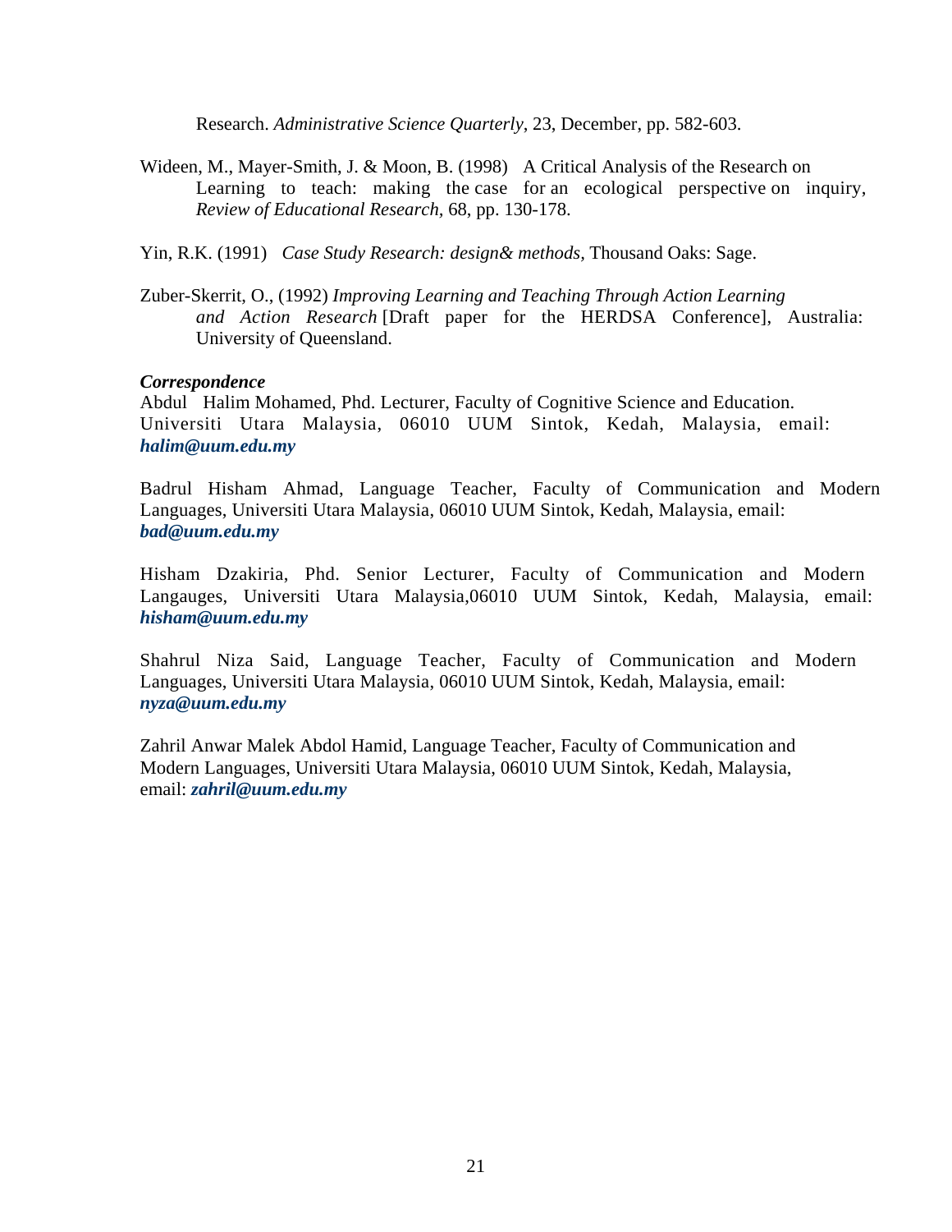Research. *Administrative Science Quarterly*, 23, December, pp. 582-603.

Wideen, M., Mayer-Smith, J. & Moon, B. (1998) A Critical Analysis of the Research on Learning to teach: making the case for an ecological perspective on inquiry, *Review of Educational Research*, 68, pp. 130-178.

Yin, R.K. (1991) *Case Study Research: design& methods,* Thousand Oaks: Sage.

Zuber-Skerrit, O., (1992) *Improving Learning and Teaching Through Action Learning and Action Research* [Draft paper for the HERDSA Conference], Australia: University of Queensland.

***Correspondence***

Abdul Halim Mohamed, Phd. Lecturer, Faculty of Cognitive Science and Education. Universiti Utara Malaysia, 06010 UUM Sintok, Kedah, Malaysia, email: ***halim@uum.edu.my***

Badrul Hisham Ahmad, Language Teacher, Faculty of Communication and Modern Languages, Universiti Utara Malaysia, 06010 UUM Sintok, Kedah, Malaysia, email: ***bad@uum.edu.my***

Hisham Dzakiria, Phd. Senior Lecturer, Faculty of Communication and Modern Langauges, Universiti Utara Malaysia,06010 UUM Sintok, Kedah, Malaysia, email: ***hisham@uum.edu.my***

Shahrul Niza Said, Language Teacher, Faculty of Communication and Modern Languages, Universiti Utara Malaysia, 06010 UUM Sintok, Kedah, Malaysia, email: ***nyza@uum.edu.my***

Zahril Anwar Malek Abdol Hamid, Language Teacher, Faculty of Communication and Modern Languages, Universiti Utara Malaysia, 06010 UUM Sintok, Kedah, Malaysia, email: ***zahril@uum.edu.my***